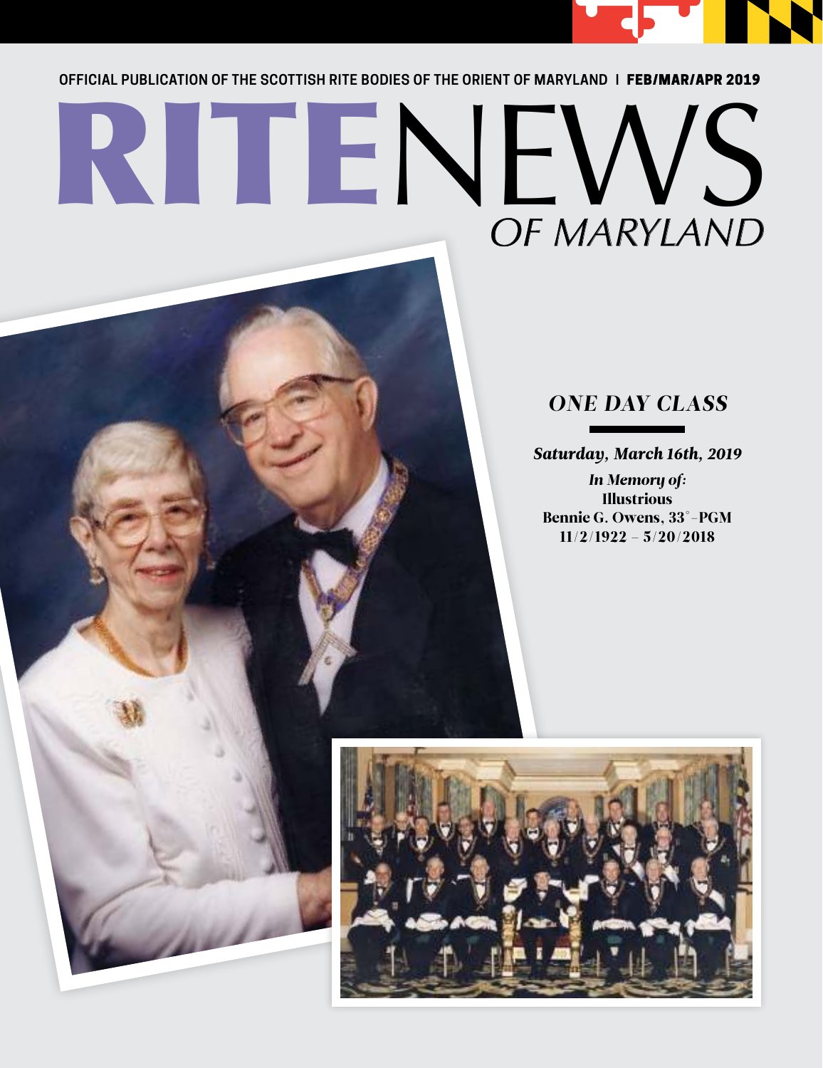OFFICIAL PUBLICATION OF THE SCOTTISH RITE BODIES OF THE ORIENT OF MARYLAND | **FEB/MAR/APR 2019**

# RITENEWS OF MARYLAND

## *ONE DAY CLASS*

***Saturday, March 16th, 2019***

***In Memory of:***
**Illustrious**
**Bennie G. Owens, 33°–PGM**
**11/2/1922 – 5/20/2018**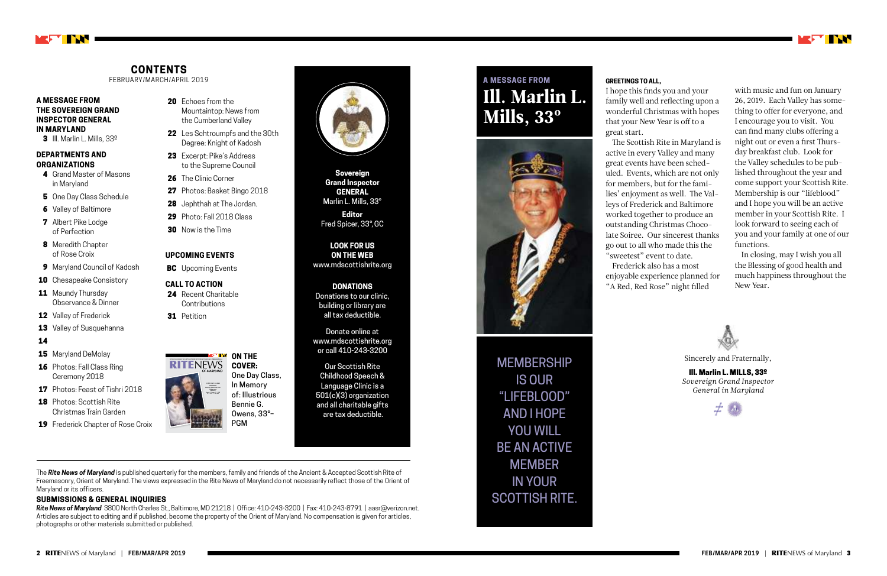## CONTENTS

FEBRUARY/MARCH/APRIL 2019

### A MESSAGE FROM THE SOVEREIGN GRAND INSPECTOR GENERAL IN MARYLAND

**3** Ill. Marlin L. Mills, 33º

### DEPARTMENTS AND ORGANIZATIONS

- **4** Grand Master of Masons in Maryland
- **5** One Day Class Schedule
- **6** Valley of Baltimore
- **7** Albert Pike Lodge of Perfection
- **8** Meredith Chapter of Rose Croix
- **9** Maryland Council of Kadosh
- **10** Chesapeake Consistory
- **11** Maundy Thursday Observance & Dinner
- **12** Valley of Frederick
- **13** Valley of Susquehanna
- **14**
- **15** Maryland DeMolay
- **16** Photos: Fall Class Ring Ceremony 2018
- **17** Photos: Feast of Tishri 2018
- **18** Photos: Scottish Rite Christmas Train Garden
- **19** Frederick Chapter of Rose Croix
- **20** Echoes from the Mountaintop: News from the Cumberland Valley
- **22** Les Schtroumpfs and the 30th Degree: Knight of Kadosh
- **23** Excerpt: Pike's Address to the Supreme Council
- **26** The Clinic Corner
- **27** Photos: Basket Bingo 2018
- **28** Jephthah at The Jordan.
- **29** Photo: Fall 2018 Class
- **30** Now is the Time

### UPCOMING EVENTS

**BC** Upcoming Events

### CALL TO ACTION

- **24** Recent Charitable Contributions
- **31** Petition

**ON THE COVER:** One Day Class, In Memory of: Illustrious Bennie G. Owens, 33°– PGM

**Sovereign Grand Inspector GENERAL**
Marlin L. Mills, 33°

**Editor**
Fred Spicer, 33°, GC

**LOOK FOR US ON THE WEB**
www.mdscottishrite.org

**DONATIONS**
Donations to our clinic, building or library are all tax deductible.

Donate online at www.mdscottishrite.org or call 410-243-3200

Our Scottish Rite Childhood Speech & Language Clinic is a 501(c)(3) organization and all charitable gifts are tax deductible.

The ***Rite News of Maryland*** is published quarterly for the members, family and friends of the Ancient & Accepted Scottish Rite of Freemasonry, Orient of Maryland. The views expressed in the Rite News of Maryland do not necessarily reflect those of the Orient of Maryland or its officers.

### SUBMISSIONS & GENERAL INQUIRIES

***Rite News of Maryland*** 3800 North Charles St., Baltimore, MD 21218 | Office: 410-243-3200 | Fax: 410-243-8791 | aasr@verizon.net. Articles are subject to editing and if published, become the property of the Orient of Maryland. No compensation is given for articles, photographs or other materials submitted or published.

## A MESSAGE FROM Ill. Marlin L. Mills, 33°

MEMBERSHIP IS OUR "LIFEBLOOD" AND I HOPE YOU WILL BE AN ACTIVE MEMBER IN YOUR SCOTTISH RITE.

**GREETINGS TO ALL,**

I hope this finds you and your family well and reflecting upon a wonderful Christmas with hopes that your New Year is off to a great start.

The Scottish Rite in Maryland is active in every Valley and many great events have been scheduled. Events, which are not only for members, but for the families' enjoyment as well. The Valleys of Frederick and Baltimore worked together to produce an outstanding Christmas Chocolate Soiree. Our sincerest thanks go out to all who made this the "sweetest" event to date.

Frederick also has a most enjoyable experience planned for "A Red, Red Rose" night filled with music and fun on January 26, 2019. Each Valley has something to offer for everyone, and I encourage you to visit. You can find many clubs offering a night out or even a first Thursday breakfast club. Look for the Valley schedules to be published throughout the year and come support your Scottish Rite. Membership is our "lifeblood" and I hope you will be an active member in your Scottish Rite. I look forward to seeing each of you and your family at one of our functions.

In closing, may I wish you all the Blessing of good health and much happiness throughout the New Year.

Sincerely and Fraternally,

**Ill. Marlin L. MILLS, 33º**
*Sovereign Grand Inspector General in Maryland*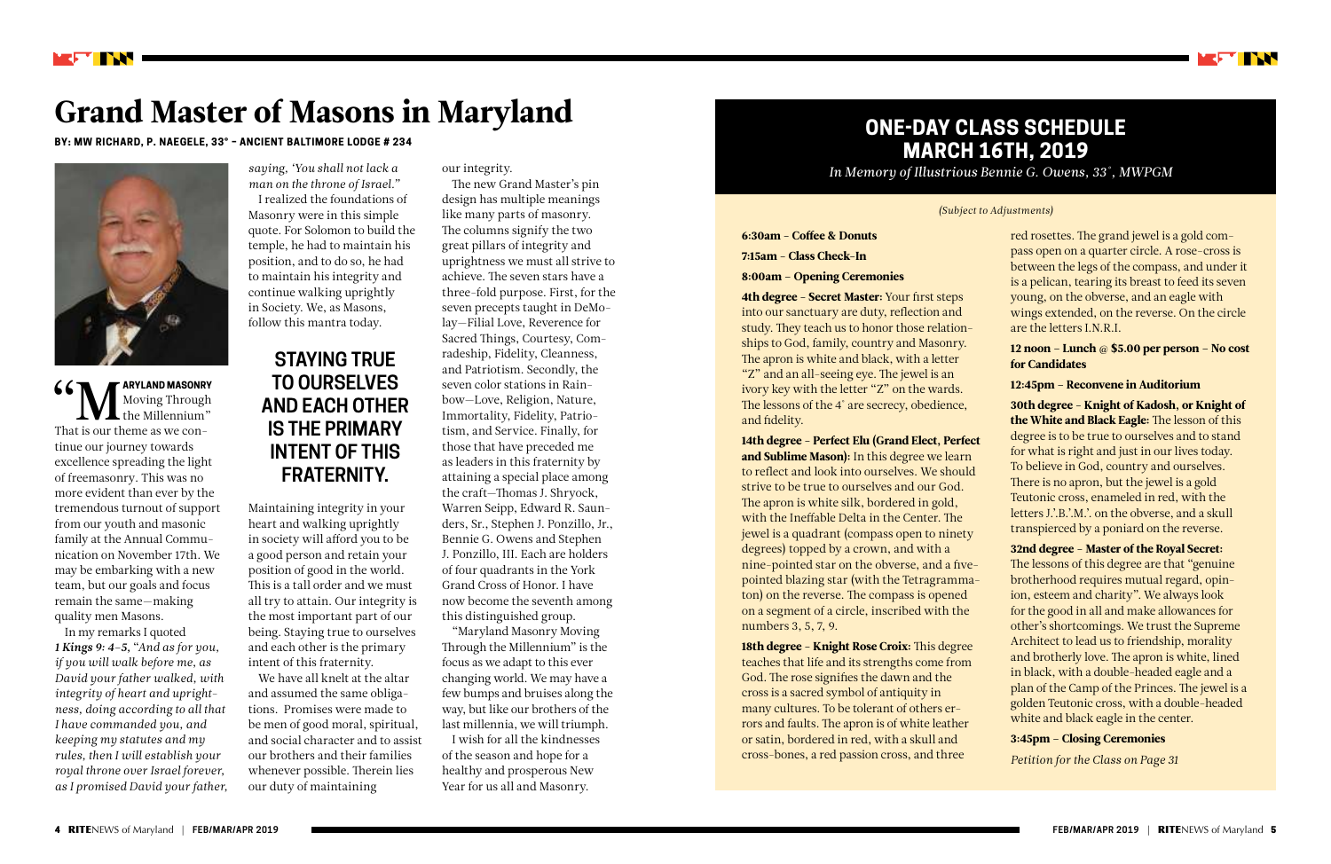# Grand Master of Masons in Maryland

**BY: MW RICHARD, P. NAEGELE, 33° – ANCIENT BALTIMORE LODGE # 234**

"**MARYLAND MASONRY** Moving Through the Millennium" That is our theme as we continue our journey towards excellence spreading the light of freemasonry. This was no more evident than ever by the tremendous turnout of support from our youth and masonic family at the Annual Communication on November 17th. We may be embarking with a new team, but our goals and focus remain the same—making quality men Masons.

In my remarks I quoted ***1 Kings 9: 4-5,*** *"And as for you, if you will walk before me, as David your father walked, with integrity of heart and uprightness, doing according to all that I have commanded you, and keeping my statutes and my rules, then I will establish your royal throne over Israel forever, as I promised David your father, saying, 'You shall not lack a man on the throne of Israel."*

I realized the foundations of Masonry were in this simple quote. For Solomon to build the temple, he had to maintain his position, and to do so, he had to maintain his integrity and continue walking uprightly in Society. We, as Masons, follow this mantra today.

## STAYING TRUE TO OURSELVES AND EACH OTHER IS THE PRIMARY INTENT OF THIS FRATERNITY.

Maintaining integrity in your heart and walking uprightly in society will afford you to be a good person and retain your position of good in the world. This is a tall order and we must all try to attain. Our integrity is the most important part of our being. Staying true to ourselves and each other is the primary intent of this fraternity.

We have all knelt at the altar and assumed the same obligations. Promises were made to be men of good moral, spiritual, and social character and to assist our brothers and their families whenever possible. Therein lies our duty of maintaining our integrity.

The new Grand Master's pin design has multiple meanings like many parts of masonry. The columns signify the two great pillars of integrity and uprightness we must all strive to achieve. The seven stars have a three-fold purpose. First, for the seven precepts taught in DeMolay—Filial Love, Reverence for Sacred Things, Courtesy, Comradeship, Fidelity, Cleanness, and Patriotism. Secondly, the seven color stations in Rainbow—Love, Religion, Nature, Immortality, Fidelity, Patriotism, and Service. Finally, for those that have preceded me as leaders in this fraternity by attaining a special place among the craft—Thomas J. Shryock, Warren Seipp, Edward R. Saunders, Sr., Stephen J. Ponzillo, Jr., Bennie G. Owens and Stephen J. Ponzillo, III. Each are holders of four quadrants in the York Grand Cross of Honor. I have now become the seventh among this distinguished group.

"Maryland Masonry Moving Through the Millennium" is the focus as we adapt to this ever changing world. We may have a few bumps and bruises along the way, but like our brothers of the last millennia, we will triumph.

I wish for all the kindnesses of the season and hope for a healthy and prosperous New Year for us all and Masonry.

# ONE-DAY CLASS SCHEDULE MARCH 16TH, 2019

*In Memory of Illustrious Bennie G. Owens, 33°, MWPGM*

*(Subject to Adjustments)*

**6:30am – Coffee & Donuts**

**7:15am – Class Check-In**

**8:00am – Opening Ceremonies**

**4th degree – Secret Master:** Your first steps into our sanctuary are duty, reflection and study. They teach us to honor those relationships to God, family, country and Masonry. The apron is white and black, with a letter "Z" and an all-seeing eye. The jewel is an ivory key with the letter "Z" on the wards. The lessons of the 4° are secrecy, obedience, and fidelity.

**14th degree – Perfect Elu (Grand Elect, Perfect and Sublime Mason):** In this degree we learn to reflect and look into ourselves. We should strive to be true to ourselves and our God. The apron is white silk, bordered in gold, with the Ineffable Delta in the Center. The jewel is a quadrant (compass open to ninety degrees) topped by a crown, and with a nine-pointed star on the obverse, and a five-pointed blazing star (with the Tetragrammaton) on the reverse. The compass is opened on a segment of a circle, inscribed with the numbers 3, 5, 7, 9.

**18th degree – Knight Rose Croix:** This degree teaches that life and its strengths come from God. The rose signifies the dawn and the cross is a sacred symbol of antiquity in many cultures. To be tolerant of others errors and faults. The apron is of white leather or satin, bordered in red, with a skull and cross-bones, a red passion cross, and three red rosettes. The grand jewel is a gold compass open on a quarter circle. A rose-cross is between the legs of the compass, and under it is a pelican, tearing its breast to feed its seven young, on the obverse, and an eagle with wings extended, on the reverse. On the circle are the letters I.N.R.I.

**12 noon – Lunch @ $5.00 per person – No cost for Candidates**

**12:45pm – Reconvene in Auditorium**

**30th degree – Knight of Kadosh, or Knight of the White and Black Eagle:** The lesson of this degree is to be true to ourselves and to stand for what is right and just in our lives today. To believe in God, country and ourselves. There is no apron, but the jewel is a gold Teutonic cross, enameled in red, with the letters J.'.B.'.M.'. on the obverse, and a skull transpierced by a poniard on the reverse.

**32nd degree – Master of the Royal Secret:** The lessons of this degree are that "genuine brotherhood requires mutual regard, opinion, esteem and charity". We always look for the good in all and make allowances for other's shortcomings. We trust the Supreme Architect to lead us to friendship, morality and brotherly love. The apron is white, lined in black, with a double-headed eagle and a plan of the Camp of the Princes. The jewel is a golden Teutonic cross, with a double-headed white and black eagle in the center.

**3:45pm – Closing Ceremonies**

*Petition for the Class on Page 31*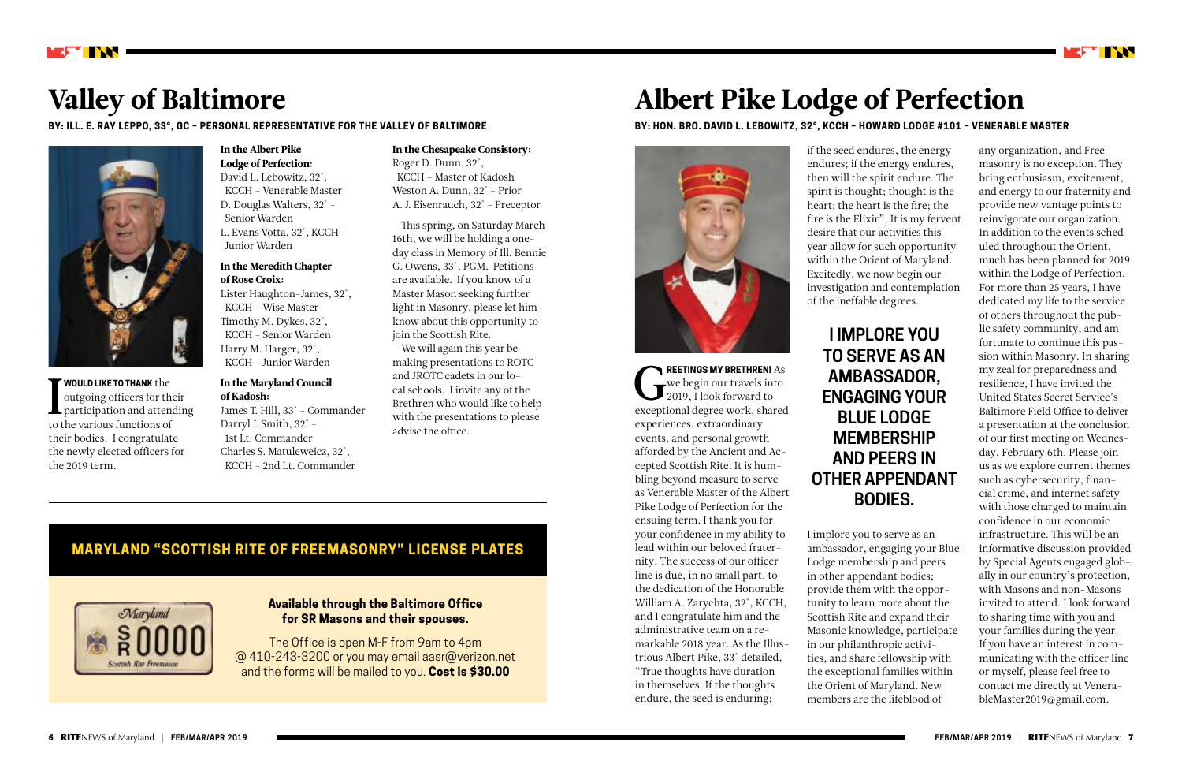# Valley of Baltimore

**BY: ILL. E. RAY LEPPO, 33°, GC – PERSONAL REPRESENTATIVE FOR THE VALLEY OF BALTIMORE**

**I WOULD LIKE TO THANK** the outgoing officers for their participation and attending to the various functions of their bodies. I congratulate the newly elected officers for the 2019 term.

**In the Albert Pike Lodge of Perfection:**
David L. Lebowitz, 32°, KCCH – Venerable Master
D. Douglas Walters, 32° – Senior Warden
L. Evans Votta, 32°, KCCH – Junior Warden

**In the Meredith Chapter of Rose Croix:**
Lister Haughton-James, 32°, KCCH – Wise Master
Timothy M. Dykes, 32°, KCCH – Senior Warden
Harry M. Harger, 32°, KCCH – Junior Warden

**In the Maryland Council of Kadosh:**
James T. Hill, 33° – Commander
Darryl J. Smith, 32° – 1st Lt. Commander
Charles S. Matuleweicz, 32°, KCCH – 2nd Lt. Commander

**In the Chesapeake Consistory:**
Roger D. Dunn, 32°, KCCH – Master of Kadosh
Weston A. Dunn, 32° – Prior
A. J. Eisenrauch, 32° – Preceptor

This spring, on Saturday March 16th, we will be holding a one-day class in Memory of Ill. Bennie G. Owens, 33°, PGM. Petitions are available. If you know of a Master Mason seeking further light in Masonry, please let him know about this opportunity to join the Scottish Rite.

We will again this year be making presentations to ROTC and JROTC cadets in our local schools. I invite any of the Brethren who would like to help with the presentations to please advise the office.

## MARYLAND "SCOTTISH RITE OF FREEMASONRY" LICENSE PLATES

**Available through the Baltimore Office for SR Masons and their spouses.**

The Office is open M-F from 9am to 4pm @ 410-243-3200 or you may email aasr@verizon.net and the forms will be mailed to you. **Cost is $30.00**

# Albert Pike Lodge of Perfection

**BY: HON. BRO. DAVID L. LEBOWITZ, 32°, KCCH – HOWARD LODGE #101 – VENERABLE MASTER**

**GREETINGS MY BRETHREN!** As we begin our travels into 2019, I look forward to exceptional degree work, shared experiences, extraordinary events, and personal growth afforded by the Ancient and Accepted Scottish Rite. It is humbling beyond measure to serve as Venerable Master of the Albert Pike Lodge of Perfection for the ensuing term. I thank you for your confidence in my ability to lead within our beloved fraternity. The success of our officer line is due, in no small part, to the dedication of the Honorable William A. Zarychta, 32°, KCCH, and I congratulate him and the administrative team on a remarkable 2018 year. As the Illustrious Albert Pike, 33° detailed, "True thoughts have duration in themselves. If the thoughts endure, the seed is enduring; if the seed endures, the energy endures; if the energy endures, then will the spirit endure. The spirit is thought; thought is the heart; the heart is the fire; the fire is the Elixir". It is my fervent desire that our activities this year allow for such opportunity within the Orient of Maryland. Excitedly, we now begin our investigation and contemplation of the ineffable degrees.

**I IMPLORE YOU TO SERVE AS AN AMBASSADOR, ENGAGING YOUR BLUE LODGE MEMBERSHIP AND PEERS IN OTHER APPENDANT BODIES.**

I implore you to serve as an ambassador, engaging your Blue Lodge membership and peers in other appendant bodies; provide them with the opportunity to learn more about the Scottish Rite and expand their Masonic knowledge, participate in our philanthropic activities, and share fellowship with the exceptional families within the Orient of Maryland. New members are the lifeblood of any organization, and Freemasonry is no exception. They bring enthusiasm, excitement, and energy to our fraternity and provide new vantage points to reinvigorate our organization. In addition to the events scheduled throughout the Orient, much has been planned for 2019 within the Lodge of Perfection. For more than 25 years, I have dedicated my life to the service of others throughout the public safety community, and am fortunate to continue this passion within Masonry. In sharing my zeal for preparedness and resilience, I have invited the United States Secret Service's Baltimore Field Office to deliver a presentation at the conclusion of our first meeting on Wednesday, February 6th. Please join us as we explore current themes such as cybersecurity, financial crime, and internet safety with those charged to maintain confidence in our economic infrastructure. This will be an informative discussion provided by Special Agents engaged globally in our country's protection, with Masons and non-Masons invited to attend. I look forward to sharing time with you and your families during the year. If you have an interest in communicating with the officer line or myself, please feel free to contact me directly at VenerableMaster2019@gmail.com.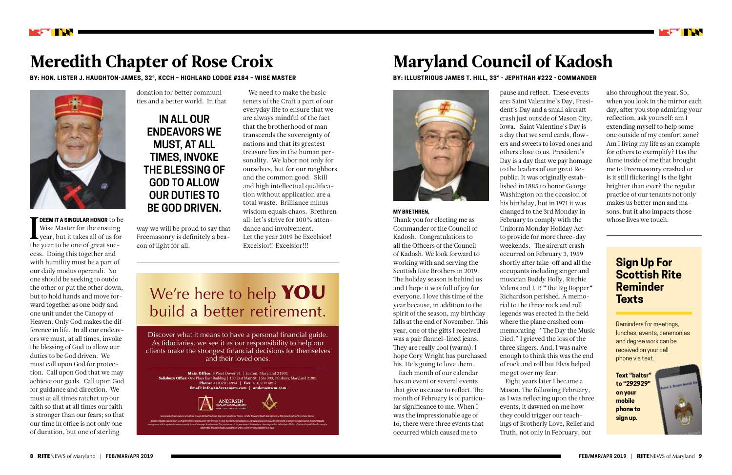# Meredith Chapter of Rose Croix

**BY: HON. LISTER J. HAUGHTON-JAMES, 32°, KCCH – HIGHLAND LODGE #184 – WISE MASTER**

**I DEEM IT A SINGULAR HONOR** to be Wise Master for the ensuing year, but it takes all of us for the year to be one of great success. Doing this together and with humility must be a part of our daily modus operandi. No one should be seeking to outdo the other or put the other down, but to hold hands and move forward together as one body and one unit under the Canopy of Heaven. Only God makes the difference in life. In all our endeavors we must, at all times, invoke the blessing of God to allow our duties to be God driven. We must call upon God for protection. Call upon God that we may achieve our goals. Call upon God for guidance and direction. We must at all times ratchet up our faith so that at all times our faith is stronger than our fears; so that our time in office is not only one of duration, but one of sterling donation for better communities and a better world. In that way we will be proud to say that Freemasonry is definitely a beacon of light for all.

> **IN ALL OUR ENDEAVORS WE MUST, AT ALL TIMES, INVOKE THE BLESSING OF GOD TO ALLOW OUR DUTIES TO BE GOD DRIVEN.**

We need to make the basic tenets of the Craft a part of our everyday life to ensure that we are always mindful of the fact that the brotherhood of man transcends the sovereignty of nations and that its greatest treasure lies in the human personality. We labor not only for ourselves, but for our neighbors and the common good. Skill and high intellectual qualification without application are a total waste. Brilliance minus wisdom equals chaos. Brethren all: let's strive for 100% attendance and involvement.
Let the year 2019 be Excelsior! Excelsior!! Excelsior!!!

---

## We're here to help **YOU** build a better retirement.

Discover what it means to have a personal financial guide. As fiduciaries, we see it as our responsibility to help our clients make the strongest financial decisions for themselves and their loved ones.

**Main Office:** 6 West Dover St. | Easton, Maryland 21601
**Salisbury Office:** One Plaza East Building | 100 East Main St. | Ste 300, Salisbury, Maryland 21801
**Phone:** 410.690.4894 | **Fax:** 410.690.4892
**Email:** info@andersenwm.com | andersenwm.com

ANDERSEN WEALTH MANAGEMENT

---

# Maryland Council of Kadosh

**BY: ILLUSTRIOUS JAMES T. HILL, 33° - JEPHTHAH #222 - COMMANDER**

**MY BRETHREN,**

Thank you for electing me as Commander of the Council of Kadosh. Congratulations to all the Officers of the Council of Kadosh. We look forward to working with and serving the Scottish Rite Brothers in 2019. The holiday season is behind us and I hope it was full of joy for everyone. I love this time of the year because, in addition to the spirit of the season, my birthday falls at the end of November. This year, one of the gifts I received was a pair flannel-lined jeans. They are really cool (warm). I hope Cory Wright has purchased his. He's going to love them.

Each month of our calendar has an event or several events that give us cause to reflect. The month of February is of particular significance to me. When I was the impressionable age of 16, there were three events that occurred which caused me to pause and reflect. These events are: Saint Valentine's Day, President's Day and a small aircraft crash just outside of Mason City, Iowa. Saint Valentine's Day is a day that we send cards, flowers and sweets to loved ones and others close to us. President's Day is a day that we pay homage to the leaders of our great Republic. It was originally established in 1885 to honor George Washington on the occasion of his birthday, but in 1971 it was changed to the 3rd Monday in February to comply with the Uniform Monday Holiday Act to provide for more three-day weekends. The aircraft crash occurred on February 3, 1959 shortly after take-off and all the occupants including singer and musician Buddy Holly, Ritchie Valens and J. P. "The Big Bopper" Richardson perished. A memorial to the three rock and roll legends was erected in the field where the plane crashed commemorating "The Day the Music Died." I grieved the loss of the three singers. And, I was naive enough to think this was the end of rock and roll but Elvis helped me get over my fear.

Eight years later I became a Mason. The following February, as I was reflecting upon the three events, it dawned on me how they could trigger our teachings of Brotherly Love, Relief and Truth, not only in February, but also throughout the year. So, when you look in the mirror each day, after you stop admiring your reflection, ask yourself: am I extending myself to help someone outside of my comfort zone? Am I living my life as an example for others to exemplify? Has the flame inside of me that brought me to Freemasonry crashed or is it still flickering? Is the light brighter than ever? The regular practice of our tenants not only makes us better men and masons, but it also impacts those whose lives we touch.

---

## Sign Up For Scottish Rite Reminder Texts

Reminders for meetings, lunches, events, ceremonies and degree work can be received on your cell phone via text.

**Text "baltsr" to "292929" on your mobile phone to sign up.**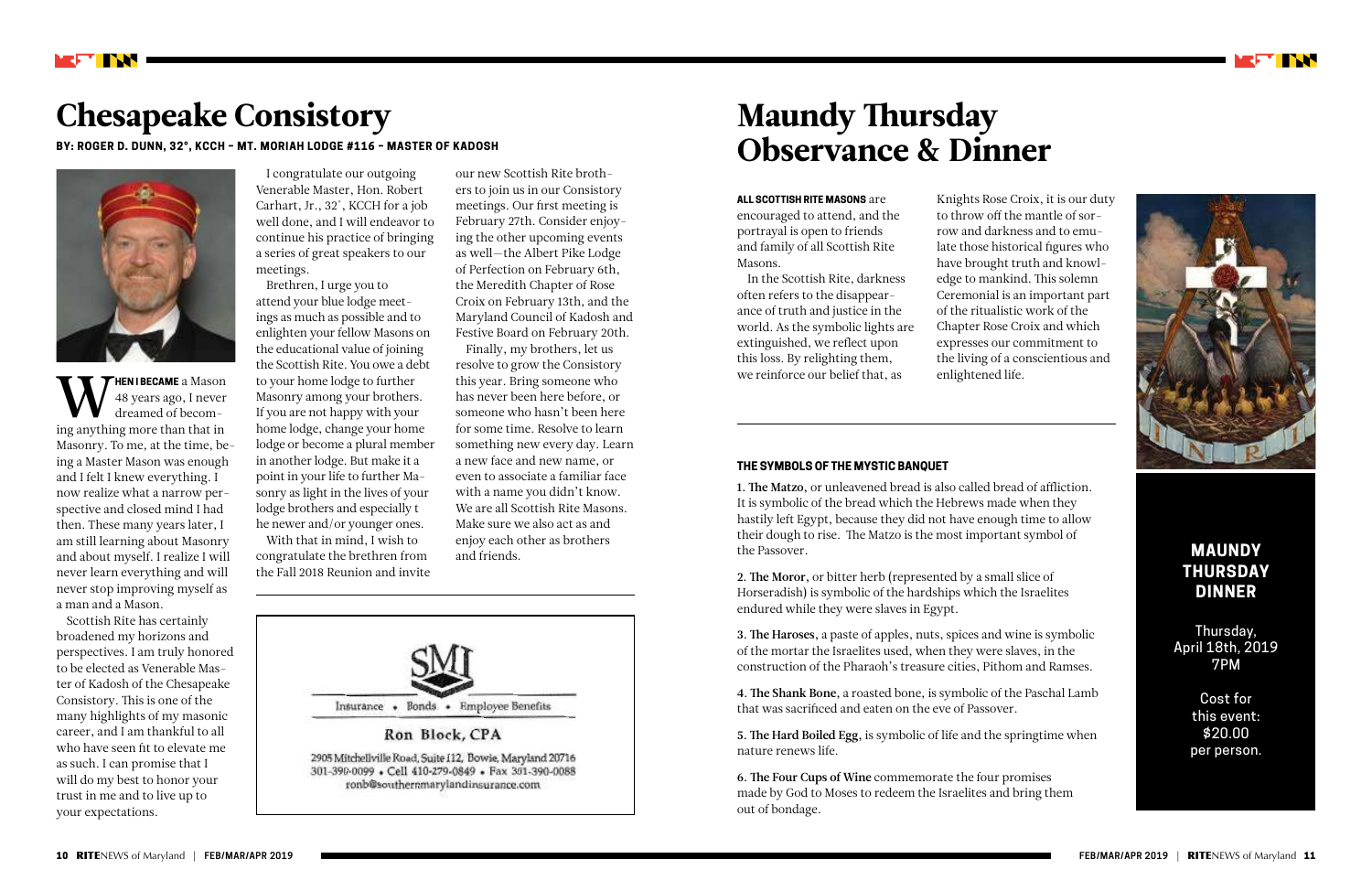# Chesapeake Consistory

**BY: ROGER D. DUNN, 32°, KCCH – MT. MORIAH LODGE #116 – MASTER OF KADOSH**

**WHEN I BECAME** a Mason 48 years ago, I never dreamed of becoming anything more than that in Masonry. To me, at the time, being a Master Mason was enough and I felt I knew everything. I now realize what a narrow perspective and closed mind I had then. These many years later, I am still learning about Masonry and about myself. I realize I will never learn everything and will never stop improving myself as a man and a Mason.

Scottish Rite has certainly broadened my horizons and perspectives. I am truly honored to be elected as Venerable Master of Kadosh of the Chesapeake Consistory. This is one of the many highlights of my masonic career, and I am thankful to all who have seen fit to elevate me as such. I can promise that I will do my best to honor your trust in me and to live up to your expectations.

I congratulate our outgoing Venerable Master, Hon. Robert Carhart, Jr., 32°, KCCH for a job well done, and I will endeavor to continue his practice of bringing a series of great speakers to our meetings.

Brethren, I urge you to attend your blue lodge meetings as much as possible and to enlighten your fellow Masons on the educational value of joining the Scottish Rite. You owe a debt to your home lodge to further Masonry among your brothers. If you are not happy with your home lodge, change your home lodge or become a plural member in another lodge. But make it a point in your life to further Masonry as light in the lives of your lodge brothers and especially t he newer and/or younger ones.

With that in mind, I wish to congratulate the brethren from the Fall 2018 Reunion and invite our new Scottish Rite brothers to join us in our Consistory meetings. Our first meeting is February 27th. Consider enjoying the other upcoming events as well—the Albert Pike Lodge of Perfection on February 6th, the Meredith Chapter of Rose Croix on February 13th, and the Maryland Council of Kadosh and Festive Board on February 20th.

Finally, my brothers, let us resolve to grow the Consistory this year. Bring someone who has never been here before, or someone who hasn't been here for some time. Resolve to learn something new every day. Learn a new face and new name, or even to associate a familiar face with a name you didn't know. We are all Scottish Rite Masons. Make sure we also act as and enjoy each other as brothers and friends.

SMI

Insurance • Bonds • Employee Benefits

Ron Block, CPA

2905 Mitchellville Road, Suite 112, Bowie, Maryland 20716
301-390-0099 • Cell 410-279-0849 • Fax 301-390-0088
ronb@southernmarylandinsurance.com

# Maundy Thursday Observance & Dinner

**ALL SCOTTISH RITE MASONS** are encouraged to attend, and the portrayal is open to friends and family of all Scottish Rite Masons.

In the Scottish Rite, darkness often refers to the disappearance of truth and justice in the world. As the symbolic lights are extinguished, we reflect upon this loss. By relighting them, we reinforce our belief that, as Knights Rose Croix, it is our duty to throw off the mantle of sorrow and darkness and to emulate those historical figures who have brought truth and knowledge to mankind. This solemn Ceremonial is an important part of the ritualistic work of the Chapter Rose Croix and which expresses our commitment to the living of a conscientious and enlightened life.

### THE SYMBOLS OF THE MYSTIC BANQUET

**1. The Matzo**, or unleavened bread is also called bread of affliction. It is symbolic of the bread which the Hebrews made when they hastily left Egypt, because they did not have enough time to allow their dough to rise. The Matzo is the most important symbol of the Passover.

**2. The Moror**, or bitter herb (represented by a small slice of Horseradish) is symbolic of the hardships which the Israelites endured while they were slaves in Egypt.

**3. The Haroses**, a paste of apples, nuts, spices and wine is symbolic of the mortar the Israelites used, when they were slaves, in the construction of the Pharaoh's treasure cities, Pithom and Ramses.

**4. The Shank Bone**, a roasted bone, is symbolic of the Paschal Lamb that was sacrificed and eaten on the eve of Passover.

**5. The Hard Boiled Egg**, is symbolic of life and the springtime when nature renews life.

**6. The Four Cups of Wine** commemorate the four promises made by God to Moses to redeem the Israelites and bring them out of bondage.

**MAUNDY THURSDAY DINNER**

Thursday, April 18th, 2019
7PM

Cost for this event: $20.00 per person.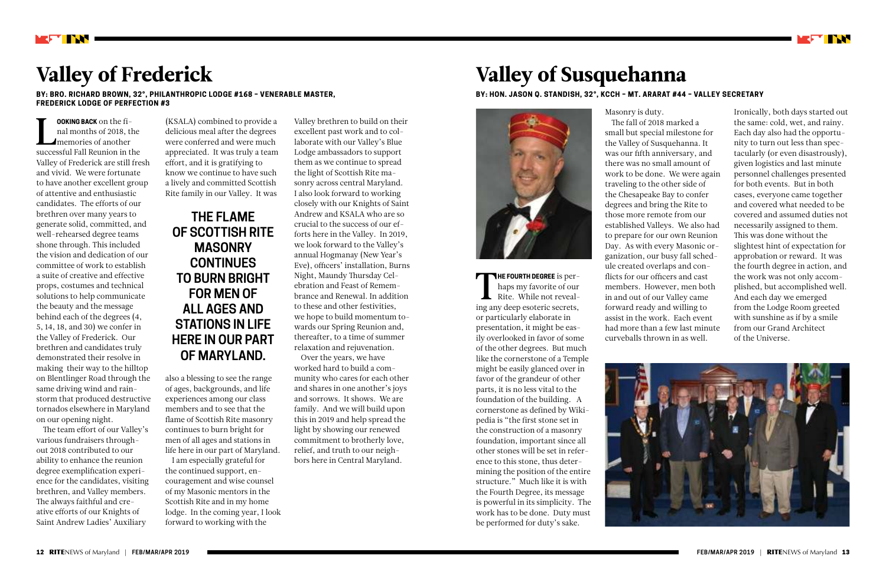# Valley of Frederick

**BY: BRO. RICHARD BROWN, 32°, PHILANTHROPIC LODGE #168 – VENERABLE MASTER, FREDERICK LODGE OF PERFECTION #3**

**LOOKING BACK** on the final months of 2018, the memories of another successful Fall Reunion in the Valley of Frederick are still fresh and vivid. We were fortunate to have another excellent group of attentive and enthusiastic candidates. The efforts of our brethren over many years to generate solid, committed, and well-rehearsed degree teams shone through. This included the vision and dedication of our committee of work to establish a suite of creative and effective props, costumes and technical solutions to help communicate the beauty and the message behind each of the degrees (4, 5, 14, 18, and 30) we confer in the Valley of Frederick. Our brethren and candidates truly demonstrated their resolve in making their way to the hilltop on Blentlinger Road through the same driving wind and rainstorm that produced destructive tornados elsewhere in Maryland on our opening night.

The team effort of our Valley's various fundraisers throughout 2018 contributed to our ability to enhance the reunion degree exemplification experience for the candidates, visiting brethren, and Valley members. The always faithful and creative efforts of our Knights of Saint Andrew Ladies' Auxiliary (KSALA) combined to provide a delicious meal after the degrees were conferred and were much appreciated. It was truly a team effort, and it is gratifying to know we continue to have such a lively and committed Scottish Rite family in our Valley. It was also a blessing to see the range of ages, backgrounds, and life experiences among our class members and to see that the flame of Scottish Rite masonry continues to burn bright for men of all ages and stations in life here in our part of Maryland.

**THE FLAME OF SCOTTISH RITE MASONRY CONTINUES TO BURN BRIGHT FOR MEN OF ALL AGES AND STATIONS IN LIFE HERE IN OUR PART OF MARYLAND.**

I am especially grateful for the continued support, encouragement and wise counsel of my Masonic mentors in the Scottish Rite and in my home lodge. In the coming year, I look forward to working with the Valley brethren to build on their excellent past work and to collaborate with our Valley's Blue Lodge ambassadors to support them as we continue to spread the light of Scottish Rite masonry across central Maryland. I also look forward to working closely with our Knights of Saint Andrew and KSALA who are so crucial to the success of our efforts here in the Valley. In 2019, we look forward to the Valley's annual Hogmanay (New Year's Eve), officers' installation, Burns Night, Maundy Thursday Celebration and Feast of Remembrance and Renewal. In addition to these and other festivities, we hope to build momentum towards our Spring Reunion and, thereafter, to a time of summer relaxation and rejuvenation.

Over the years, we have worked hard to build a community who cares for each other and shares in one another's joys and sorrows. It has been family. And we will build upon this in 2019 and help spread the light by showing our renewed commitment to brotherly love, relief, and truth to our neighbors here in Central Maryland.

# Valley of Susquehanna

**BY: HON. JASON Q. STANDISH, 32°, KCCH – MT. ARARAT #44 – VALLEY SECRETARY**

**THE FOURTH DEGREE** is perhaps my favorite of our Rite. While not revealing any deep esoteric secrets, or particularly elaborate in presentation, it might be easily overlooked in favor of some of the other degrees. But much like the cornerstone of a Temple might be easily glanced over in favor of the grandeur of other parts, it is no less vital to the foundation of the building. A cornerstone as defined by Wikipedia is "the first stone set in the construction of a masonry foundation, important since all other stones will be set in reference to this stone, thus determining the position of the entire structure." Much like it is with the Fourth Degree, its message is powerful in its simplicity. The work has to be done. Duty must be performed for duty's sake. Masonry is duty.

The fall of 2018 marked a small but special milestone for the Valley of Susquehanna. It was our fifth anniversary, and there was no small amount of work to be done. We were again traveling to the other side of the Chesapeake Bay to confer degrees and bring the Rite to those more remote from our established Valleys. We also had to prepare for our own Reunion Day. As with every Masonic organization, our busy fall schedule created overlaps and conflicts for our officers and cast members. However, men both in and out of our Valley came forward ready and willing to assist in the work. Each event had more than a few last minute curveballs thrown in as well.

Ironically, both days started out the same: cold, wet, and rainy. Each day also had the opportunity to turn out less than spectacularly (or even disastrously), given logistics and last minute personnel challenges presented for both events. But in both cases, everyone came together and covered what needed to be covered and assumed duties not necessarily assigned to them. This was done without the slightest hint of expectation for approbation or reward. It was the fourth degree in action, and the work was not only accomplished, but accomplished well. And each day we emerged from the Lodge Room greeted with sunshine as if by a smile from our Grand Architect of the Universe.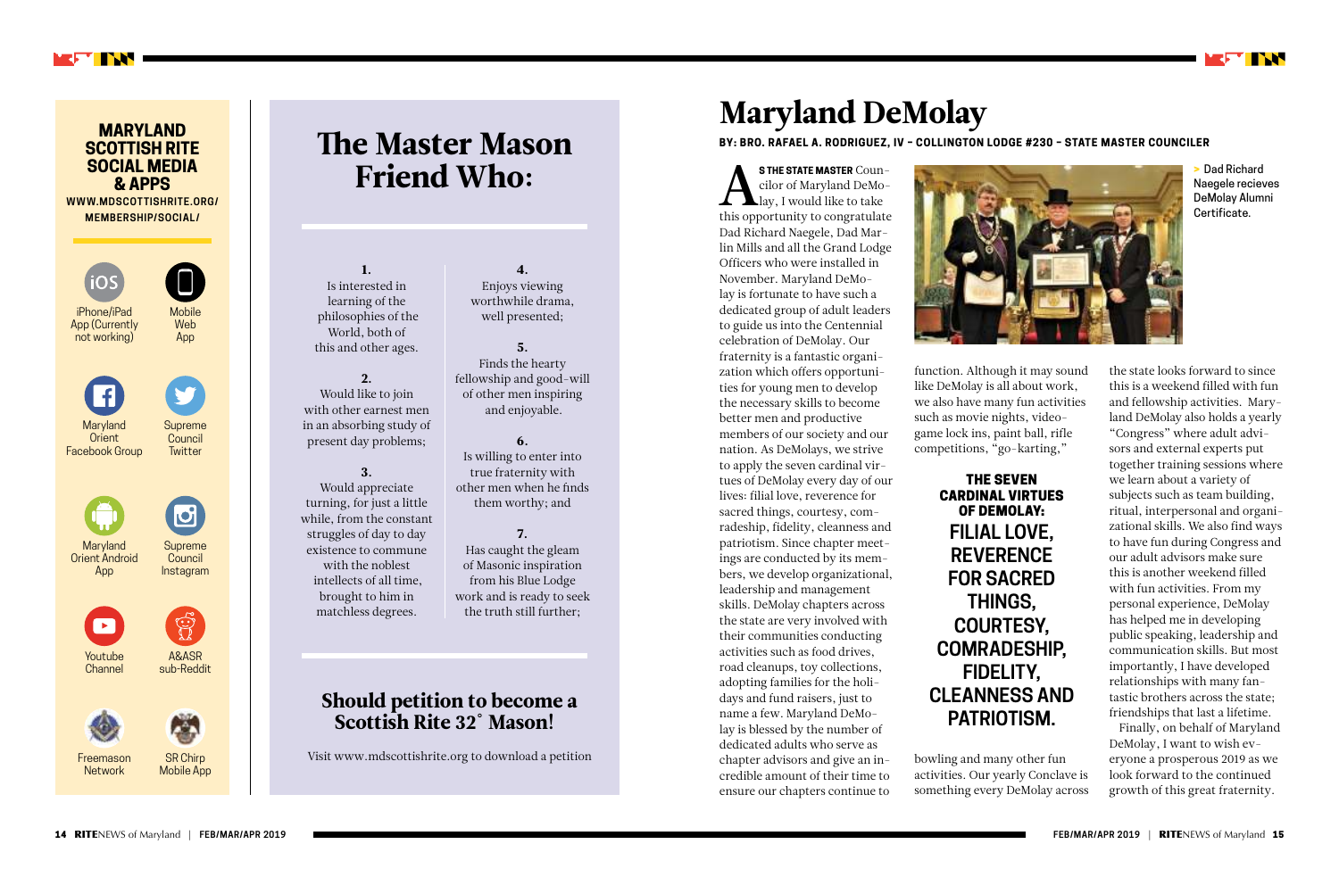## MARYLAND SCOTTISH RITE SOCIAL MEDIA & APPS

**WWW.MDSCOTTISHRITE.ORG/MEMBERSHIP/SOCIAL/**

- iPhone/iPad App (Currently not working)
- Mobile Web App
- Maryland Orient Facebook Group
- Supreme Council Twitter
- Maryland Orient Android App
- Supreme Council Instagram
- Youtube Channel
- A&ASR sub-Reddit
- Freemason Network
- SR Chirp Mobile App

# The Master Mason Friend Who:

**1.**
Is interested in learning of the philosophies of the World, both of this and other ages.

**2.**
Would like to join with other earnest men in an absorbing study of present day problems;

**3.**
Would appreciate turning, for just a little while, from the constant struggles of day to day existence to commune with the noblest intellects of all time, brought to him in matchless degrees.

**4.**
Enjoys viewing worthwhile drama, well presented;

**5.**
Finds the hearty fellowship and good-will of other men inspiring and enjoyable.

**6.**
Is willing to enter into true fraternity with other men when he finds them worthy; and

**7.**
Has caught the gleam of Masonic inspiration from his Blue Lodge work and is ready to seek the truth still further;

## Should petition to become a Scottish Rite 32° Mason!

Visit www.mdscottishrite.org to download a petition

# Maryland DeMolay

**BY: BRO. RAFAEL A. RODRIGUEZ, IV – COLLINGTON LODGE #230 – STATE MASTER COUNCILER**

**AS THE STATE MASTER** Councilor of Maryland DeMolay, I would like to take this opportunity to congratulate Dad Richard Naegele, Dad Marlin Mills and all the Grand Lodge Officers who were installed in November. Maryland DeMolay is fortunate to have such a dedicated group of adult leaders to guide us into the Centennial celebration of DeMolay. Our fraternity is a fantastic organization which offers opportunities for young men to develop the necessary skills to become better men and productive members of our society and our nation. As DeMolays, we strive to apply the seven cardinal virtues of DeMolay every day of our lives: filial love, reverence for sacred things, courtesy, comradeship, fidelity, cleanness and patriotism. Since chapter meetings are conducted by its members, we develop organizational, leadership and management skills. DeMolay chapters across the state are very involved with their communities conducting activities such as food drives, road cleanups, toy collections, adopting families for the holidays and fund raisers, just to name a few. Maryland DeMolay is blessed by the number of dedicated adults who serve as chapter advisors and give an incredible amount of their time to ensure our chapters continue to function. Although it may sound like DeMolay is all about work, we also have many fun activities such as movie nights, video-game lock ins, paint ball, rifle competitions, "go-karting,"

> Dad Richard Naegele recieves DeMolay Alumni Certificate.

**THE SEVEN CARDINAL VIRTUES OF DEMOLAY:**
**FILIAL LOVE, REVERENCE FOR SACRED THINGS, COURTESY, COMRADESHIP, FIDELITY, CLEANNESS AND PATRIOTISM.**

bowling and many other fun activities. Our yearly Conclave is something every DeMolay across the state looks forward to since this is a weekend filled with fun and fellowship activities. Maryland DeMolay also holds a yearly "Congress" where adult advisors and external experts put together training sessions where we learn about a variety of subjects such as team building, ritual, interpersonal and organizational skills. We also find ways to have fun during Congress and our adult advisors make sure this is another weekend filled with fun activities. From my personal experience, DeMolay has helped me in developing public speaking, leadership and communication skills. But most importantly, I have developed relationships with many fantastic brothers across the state; friendships that last a lifetime.

Finally, on behalf of Maryland DeMolay, I want to wish everyone a prosperous 2019 as we look forward to the continued growth of this great fraternity.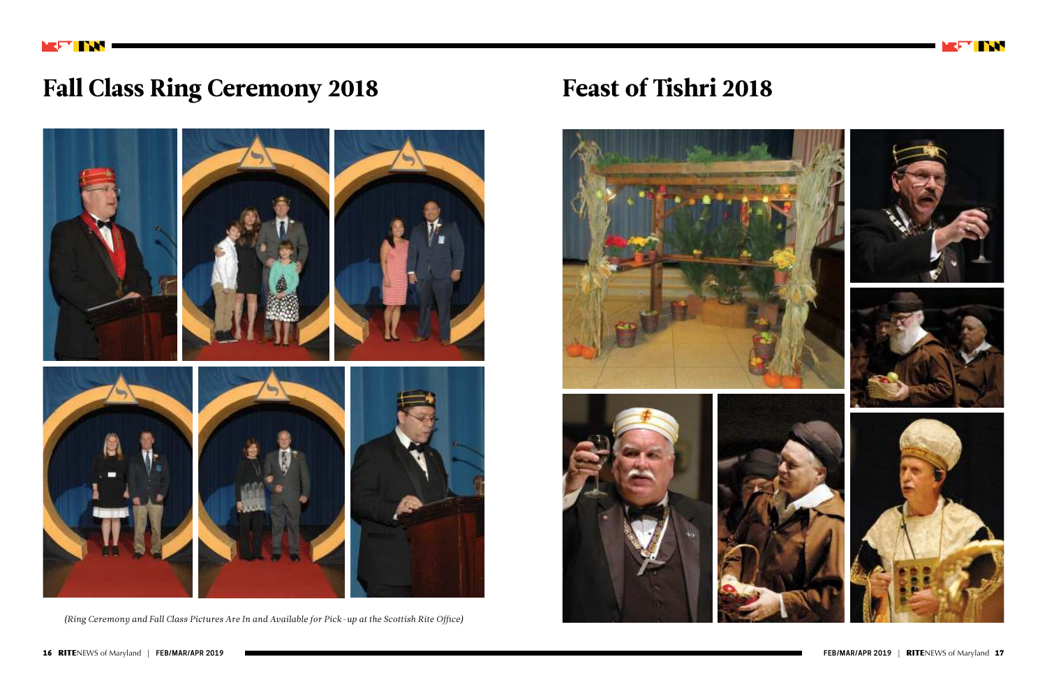# Fall Class Ring Ceremony 2018

*(Ring Ceremony and Fall Class Pictures Are In and Available for Pick-up at the Scottish Rite Office)*

# Feast of Tishri 2018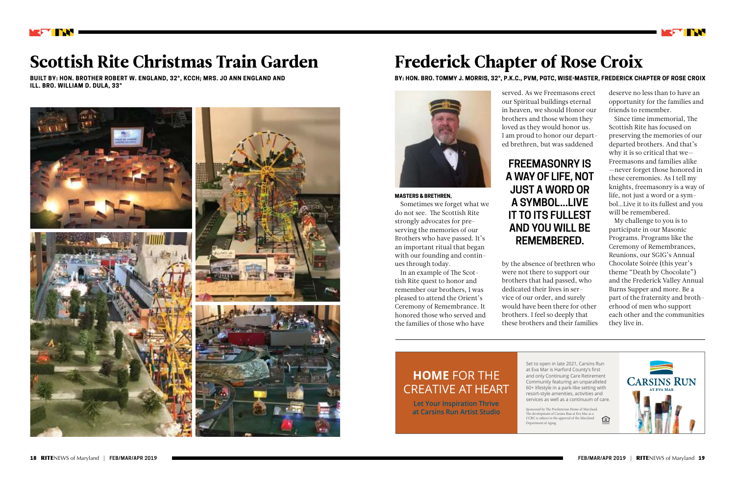# Scottish Rite Christmas Train Garden

**BUILT BY: HON. BROTHER ROBERT W. ENGLAND, 32°, KCCH; MRS. JO ANN ENGLAND AND ILL. BRO. WILLIAM D. DULA, 33°**

# Frederick Chapter of Rose Croix

**BY: HON. BRO. TOMMY J. MORRIS, 32°, P.K.C., PVM, PGTC, WISE-MASTER, FREDERICK CHAPTER OF ROSE CROIX**

**MASTERS & BRETHREN,**

Sometimes we forget what we do not see. The Scottish Rite strongly advocates for preserving the memories of our Brothers who have passed. It's an important ritual that began with our founding and continues through today.

In an example of The Scottish Rite quest to honor and remember our brothers, I was pleased to attend the Orient's Ceremony of Remembrance. It honored those who served and the families of those who have served. As we Freemasons erect our Spiritual buildings eternal in heaven, we should Honor our brothers and those whom they loved as they would honor us. I am proud to honor our departed brethren, but was saddened by the absence of brethren who were not there to support our brothers that had passed, who dedicated their lives in service of our order, and surely would have been there for other brothers. I feel so deeply that these brothers and their families deserve no less than to have an opportunity for the families and friends to remember.

> **FREEMASONRY IS A WAY OF LIFE, NOT JUST A WORD OR A SYMBOL...LIVE IT TO ITS FULLEST AND YOU WILL BE REMEMBERED.**

Since time immemorial, The Scottish Rite has focused on preserving the memories of our departed brothers. And that's why it is so critical that we—Freemasons and families alike—never forget those honored in these ceremonies. As I tell my knights, freemasonry is a way of life, not just a word or a symbol...Live it to its fullest and you will be remembered.

My challenge to you is to participate in our Masonic Programs. Programs like the Ceremony of Remembrances, Reunions, our SGIG's Annual Chocolate Soirée (this year's theme "Death by Chocolate") and the Frederick Valley Annual Burns Supper and more. Be a part of the fraternity and brotherhood of men who support each other and the communities they live in.

---

**HOME** FOR THE CREATIVE AT HEART

**Let Your Inspiration Thrive at Carsins Run Artist Studio**

Set to open in late 2021, Carsins Run at Eva Mar is Harford County's first and only Continuing Care Retirement Community featuring an unparalleled 60+ lifestyle in a park-like setting with resort-style amenities, activities and services as well as a continuum of care.

Sponsored by The Presbyterian Home of Maryland. The development of Carsins Run at Eva Mar as a CCRC is subject to the approval of the Maryland Department of Aging.

CARSINS RUN AT EVA MAR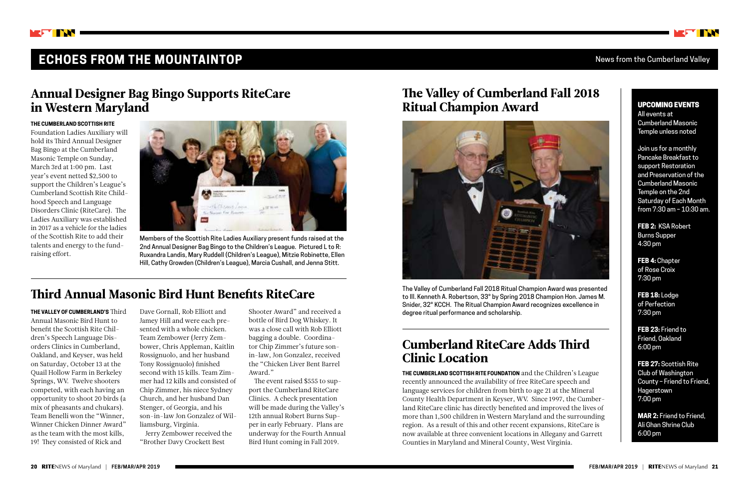## ECHOES FROM THE MOUNTAINTOP

News from the Cumberland Valley

## Annual Designer Bag Bingo Supports RiteCare in Western Maryland

**THE CUMBERLAND SCOTTISH RITE** Foundation Ladies Auxiliary will hold its Third Annual Designer Bag Bingo at the Cumberland Masonic Temple on Sunday, March 3rd at 1:00 pm. Last year's event netted $2,500 to support the Children's League's Cumberland Scottish Rite Childhood Speech and Language Disorders Clinic (RiteCare). The Ladies Auxiliary was established in 2017 as a vehicle for the ladies of the Scottish Rite to add their talents and energy to the fundraising effort.

Members of the Scottish Rite Ladies Auxiliary present funds raised at the 2nd Annual Designer Bag Bingo to the Children's League. Pictured L to R: Ruxandra Landis, Mary Ruddell (Children's League), Mitzie Robinette, Ellen Hill, Cathy Growden (Children's League), Marcia Cushall, and Jenna Stitt.

## Third Annual Masonic Bird Hunt Benefits RiteCare

**THE VALLEY OF CUMBERLAND'S** Third Annual Masonic Bird Hunt to benefit the Scottish Rite Children's Speech Language Disorders Clinics in Cumberland, Oakland, and Keyser, was held on Saturday, October 13 at the Quail Hollow Farm in Berkeley Springs, WV. Twelve shooters competed, with each having an opportunity to shoot 20 birds (a mix of pheasants and chukars). Team Benelli won the "Winner, Winner Chicken Dinner Award" as the team with the most kills, 19! They consisted of Rick and Dave Gornall, Rob Elliott and Jamey Hill and were each presented with a whole chicken. Team Zembower (Jerry Zembower, Chris Appleman, Kaitlin Rossignuolo, and her husband Tony Rossignuolo) finished second with 15 kills. Team Zimmer had 12 kills and consisted of Chip Zimmer, his niece Sydney Church, and her husband Dan Stenger, of Georgia, and his son-in-law Jon Gonzalez of Williamsburg, Virginia.

Jerry Zembower received the "Brother Davy Crockett Best Shooter Award" and received a bottle of Bird Dog Whiskey. It was a close call with Rob Elliott bagging a double. Coordinator Chip Zimmer's future son-in-law, Jon Gonzalez, received the "Chicken Liver Bent Barrel Award."

The event raised $555 to support the Cumberland RiteCare Clinics. A check presentation will be made during the Valley's 12th annual Robert Burns Supper in early February. Plans are underway for the Fourth Annual Bird Hunt coming in Fall 2019.

## The Valley of Cumberland Fall 2018 Ritual Champion Award

The Valley of Cumberland Fall 2018 Ritual Champion Award was presented to Ill. Kenneth A. Robertson, 33° by Spring 2018 Champion Hon. James M. Snider, 32° KCCH. The Ritual Champion Award recognizes excellence in degree ritual performance and scholarship.

## Cumberland RiteCare Adds Third Clinic Location

**THE CUMBERLAND SCOTTISH RITE FOUNDATION** and the Children's League recently announced the availability of free RiteCare speech and language services for children from birth to age 21 at the Mineral County Health Department in Keyser, WV. Since 1997, the Cumberland RiteCare clinic has directly benefited and improved the lives of more than 1,500 children in Western Maryland and the surrounding region. As a result of this and other recent expansions, RiteCare is now available at three convenient locations in Allegany and Garrett Counties in Maryland and Mineral County, West Virginia.

### UPCOMING EVENTS

All events at Cumberland Masonic Temple unless noted

Join us for a monthly Pancake Breakfast to support Restoration and Preservation of the Cumberland Masonic Temple on the 2nd Saturday of Each Month from 7:30 am – 10:30 am.

**FEB 2:** KSA Robert Burns Supper 4:30 pm

**FEB 4:** Chapter of Rose Croix 7:30 pm

**FEB 18:** Lodge of Perfection 7:30 pm

**FEB 23:** Friend to Friend, Oakland 6:00 pm

**FEB 27:** Scottish Rite Club of Washington County – Friend to Friend, Hagerstown 7:00 pm

**MAR 2:** Friend to Friend, Ali Ghan Shrine Club 6:00 pm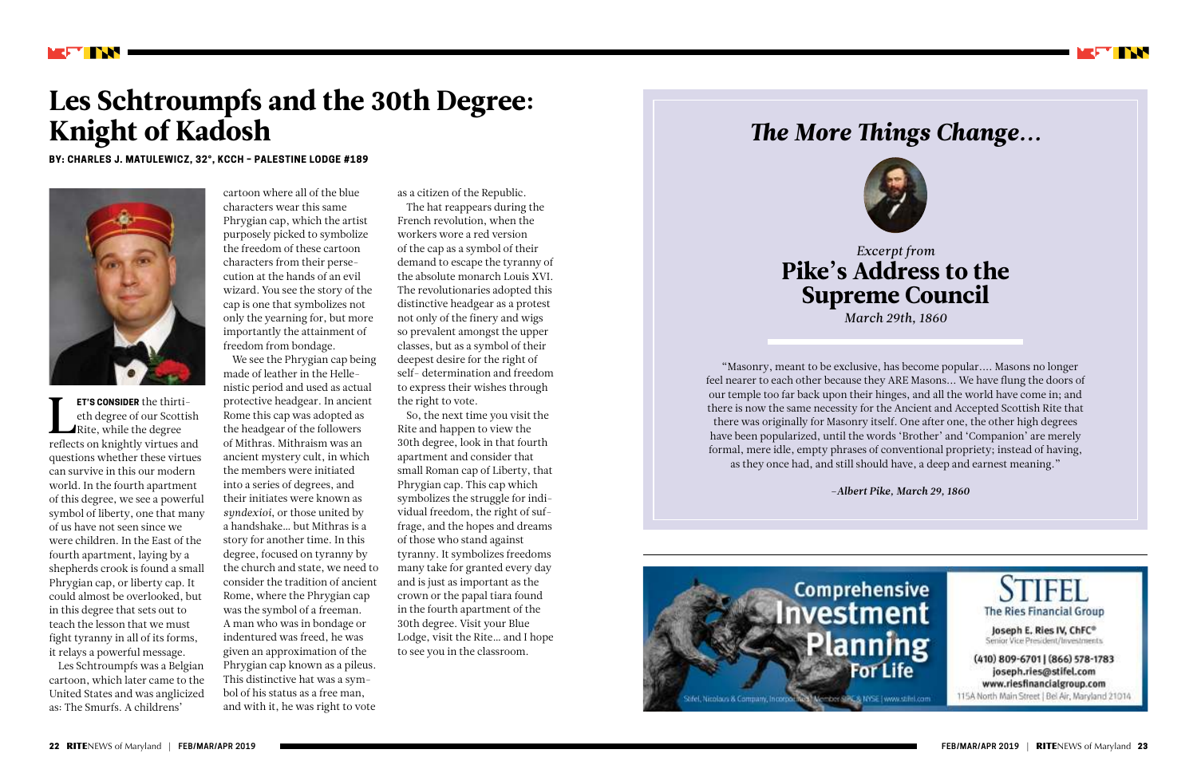# Les Schtroumpfs and the 30th Degree: Knight of Kadosh

**BY: CHARLES J. MATULEWICZ, 32°, KCCH – PALESTINE LODGE #189**

**LET'S CONSIDER** the thirtieth degree of our Scottish Rite, while the degree reflects on knightly virtues and questions whether these virtues can survive in this our modern world. In the fourth apartment of this degree, we see a powerful symbol of liberty, one that many of us have not seen since we were children. In the East of the fourth apartment, laying by a shepherds crook is found a small Phrygian cap, or liberty cap. It could almost be overlooked, but in this degree that sets out to teach the lesson that we must fight tyranny in all of its forms, it relays a powerful message.

Les Schtroumpfs was a Belgian cartoon, which later came to the United States and was anglicized as: The Smurfs. A childrens' cartoon where all of the blue characters wear this same Phrygian cap, which the artist purposely picked to symbolize the freedom of these cartoon characters from their persecution at the hands of an evil wizard. You see the story of the cap is one that symbolizes not only the yearning for, but more importantly the attainment of freedom from bondage.

We see the Phrygian cap being made of leather in the Hellenistic period and used as actual protective headgear. In ancient Rome this cap was adopted as the headgear of the followers of Mithras. Mithraism was an ancient mystery cult, in which the members were initiated into a series of degrees, and their initiates were known as *syndexioi*, or those united by a handshake… but Mithras is a story for another time. In this degree, focused on tyranny by the church and state, we need to consider the tradition of ancient Rome, where the Phrygian cap was the symbol of a freeman. A man who was in bondage or indentured was freed, he was given an approximation of the Phrygian cap known as a pileus. This distinctive hat was a symbol of his status as a free man, and with it, he was right to vote as a citizen of the Republic.

The hat reappears during the French revolution, when the workers wore a red version of the cap as a symbol of their demand to escape the tyranny of the absolute monarch Louis XVI. The revolutionaries adopted this distinctive headgear as a protest not only of the finery and wigs so prevalent amongst the upper classes, but as a symbol of their deepest desire for the right of self- determination and freedom to express their wishes through the right to vote.

So, the next time you visit the Rite and happen to view the 30th degree, look in that fourth apartment and consider that small Roman cap of Liberty, that Phrygian cap. This cap which symbolizes the struggle for individual freedom, the right of suffrage, and the hopes and dreams of those who stand against tyranny. It symbolizes freedoms many take for granted every day and is just as important as the crown or the papal tiara found in the fourth apartment of the 30th degree. Visit your Blue Lodge, visit the Rite… and I hope to see you in the classroom.

## *The More Things Change…*

*Excerpt from*

### Pike's Address to the Supreme Council

*March 29th, 1860*

"Masonry, meant to be exclusive, has become popular…. Masons no longer feel nearer to each other because they ARE Masons… We have flung the doors of our temple too far back upon their hinges, and all the world have come in; and there is now the same necessity for the Ancient and Accepted Scottish Rite that there was originally for Masonry itself. One after one, the other high degrees have been popularized, until the words 'Brother' and 'Companion' are merely formal, mere idle, empty phrases of conventional propriety; instead of having, as they once had, and still should have, a deep and earnest meaning."

*–Albert Pike, March 29, 1860*

Comprehensive Investment Planning For Life

STIFEL
The Ries Financial Group
Joseph E. Ries IV, ChFC®
Senior Vice President/Investments
(410) 809-6701 | (866) 578-1783
joseph.ries@stifel.com
www.riesfinancialgroup.com
115A North Main Street | Bel Air, Maryland 21014

Stifel, Nicolaus & Company, Incorporated | Member SIPC & NYSE | www.stifel.com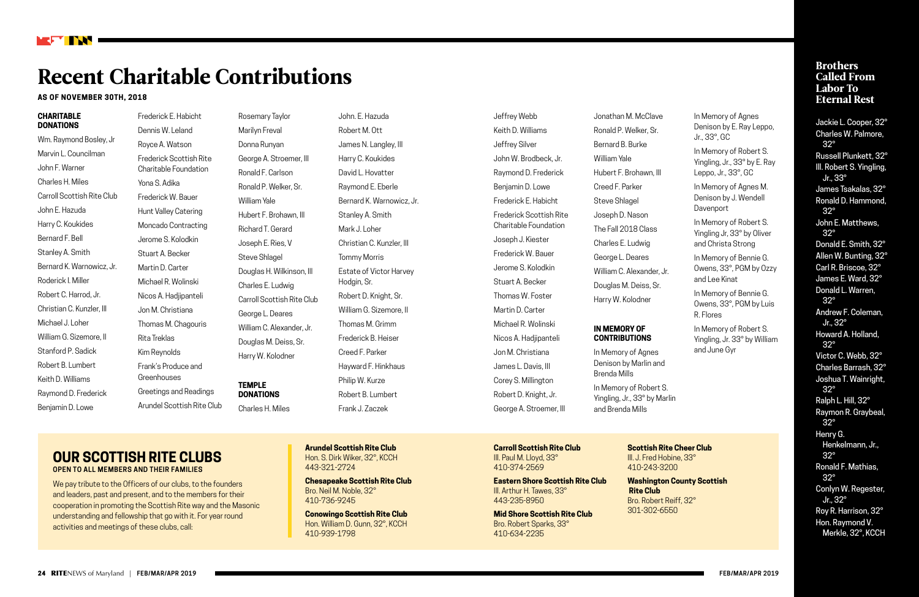# Recent Charitable Contributions

**AS OF NOVEMBER 30TH, 2018**

### CHARITABLE DONATIONS

Wm. Raymond Bosley, Jr
Marvin L. Councilman
John F. Warner
Charles H. Miles
Carroll Scottish Rite Club
John E. Hazuda
Harry C. Koukides
Bernard F. Bell
Stanley A. Smith
Bernard K. Warnowicz, Jr.
Roderick I. Miller
Robert C. Harrod, Jr.
Christian C. Kunzler, III
Michael J. Loher
William G. Sizemore, II
Stanford P. Sadick
Robert B. Lumbert
Keith D. Williams
Raymond D. Frederick
Benjamin D. Lowe
Frederick E. Habicht
Dennis W. Leland
Royce A. Watson
Frederick Scottish Rite Charitable Foundation
Yona S. Adika
Frederick W. Bauer
Hunt Valley Catering
Moncado Contracting
Jerome S. Kolodkin
Stuart A. Becker
Martin D. Carter
Michael R. Wolinski
Nicos A. Hadjipanteli
Jon M. Christiana
Thomas M. Chagouris
Rita Treklas
Kim Reynolds
Frank's Produce and Greenhouses
Greetings and Readings
Arundel Scottish Rite Club
Rosemary Taylor
Marilyn Freval
Donna Runyan
George A. Stroemer, III
Ronald F. Carlson
Ronald P. Welker, Sr.
William Yale
Hubert F. Brohawn, III
Richard T. Gerard
Joseph E. Ries, V
Steve Shlagel
Douglas H. Wilkinson, III
Charles E. Ludwig
Carroll Scottish Rite Club
George L. Deares
William C. Alexander, Jr.
Douglas M. Deiss, Sr.
Harry W. Kolodner

### TEMPLE DONATIONS

Charles H. Miles
John. E. Hazuda
Robert M. Ott
James N. Langley, III
Harry C. Koukides
David L. Hovatter
Raymond E. Eberle
Bernard K. Warnowicz, Jr.
Stanley A. Smith
Mark J. Loher
Christian C. Kunzler, III
Tommy Morris
Estate of Victor Harvey Hodgin, Sr.
Robert D. Knight, Sr.
William G. Sizemore, II
Thomas M. Grimm
Frederick B. Heiser
Creed F. Parker
Hayward F. Hinkhaus
Philip W. Kurze
Robert B. Lumbert
Frank J. Zaczek
Jeffrey Webb
Keith D. Williams
Jeffrey Silver
John W. Brodbeck, Jr.
Raymond D. Frederick
Benjamin D. Lowe
Frederick E. Habicht
Frederick Scottish Rite Charitable Foundation
Joseph J. Kiester
Frederick W. Bauer
Jerome S. Kolodkin
Stuart A. Becker
Thomas W. Foster
Martin D. Carter
Michael R. Wolinski
Nicos A. Hadjipanteli
Jon M. Christiana
James L. Davis, III
Corey S. Millington
Robert D. Knight, Jr.
George A. Stroemer, III
Jonathan M. McClave
Ronald P. Welker, Sr.
Bernard B. Burke
William Yale
Hubert F. Brohawn, III
Creed F. Parker
Steve Shlagel
Joseph D. Nason
The Fall 2018 Class
Charles E. Ludwig
George L. Deares
William C. Alexander, Jr.
Douglas M. Deiss, Sr.
Harry W. Kolodner

### IN MEMORY OF CONTRIBUTIONS

In Memory of Agnes Denison by Marlin and Brenda Mills

In Memory of Robert S. Yingling, Jr., 33° by Marlin and Brenda Mills

In Memory of Agnes Denison by E. Ray Leppo, Jr., 33°, GC

In Memory of Robert S. Yingling, Jr., 33° by E. Ray Leppo, Jr., 33°, GC

In Memory of Agnes M. Denison by J. Wendell Davenport

In Memory of Robert S. Yingling Jr, 33° by Oliver and Christa Strong

In Memory of Bennie G. Owens, 33°, PGM by Ozzy and Lee Kinat

In Memory of Bennie G. Owens, 33°, PGM by Luis R. Flores

In Memory of Robert S. Yingling, Jr. 33° by William and June Gyr

## OUR SCOTTISH RITE CLUBS

**OPEN TO ALL MEMBERS AND THEIR FAMILIES**

We pay tribute to the Officers of our clubs, to the founders and leaders, past and present, and to the members for their cooperation in promoting the Scottish Rite way and the Masonic understanding and fellowship that go with it. For year round activities and meetings of these clubs, call:

**Arundel Scottish Rite Club**
Hon. S. Dirk Wiker, 32°, KCCH
443-321-2724

**Chesapeake Scottish Rite Club**
Bro. Neil M. Noble, 32°
410-736-9245

**Conowingo Scottish Rite Club**
Hon. William D. Gunn, 32°, KCCH
410-939-1798

**Carroll Scottish Rite Club**
Ill. Paul M. Lloyd, 33°
410-374-2569

**Eastern Shore Scottish Rite Club**
Ill. Arthur H. Tawes, 33°
443-235-8950

**Mid Shore Scottish Rite Club**
Bro. Robert Sparks, 33°
410-634-2235

**Scottish Rite Cheer Club**
Ill. J. Fred Hobine, 33°
410-243-3200

**Washington County Scottish Rite Club**
Bro. Robert Reiff, 32°
301-302-6550

## Brothers Called From Labor To Eternal Rest

Jackie L. Cooper, 32°
Charles W. Palmore, 32°
Russell Plunkett, 32°
Ill. Robert S. Yingling, Jr., 33°
James Tsakalas, 32°
Ronald D. Hammond, 32°
John E. Matthews, 32°
Donald E. Smith, 32°
Allen W. Bunting, 32°
Carl R. Briscoe, 32°
James E. Ward, 32°
Donald L. Warren, 32°
Andrew F. Coleman, Jr., 32°
Howard A. Holland, 32°
Victor C. Webb, 32°
Charles Barrash, 32°
Joshua T. Wainright, 32°
Ralph L. Hill, 32°
Raymon R. Graybeal, 32°
Henry G. Henkelmann, Jr., 32°
Ronald F. Mathias, 32°
Conlyn W. Regester, Jr., 32°
Roy R. Harrison, 32°
Hon. Raymond V. Merkle, 32°, KCCH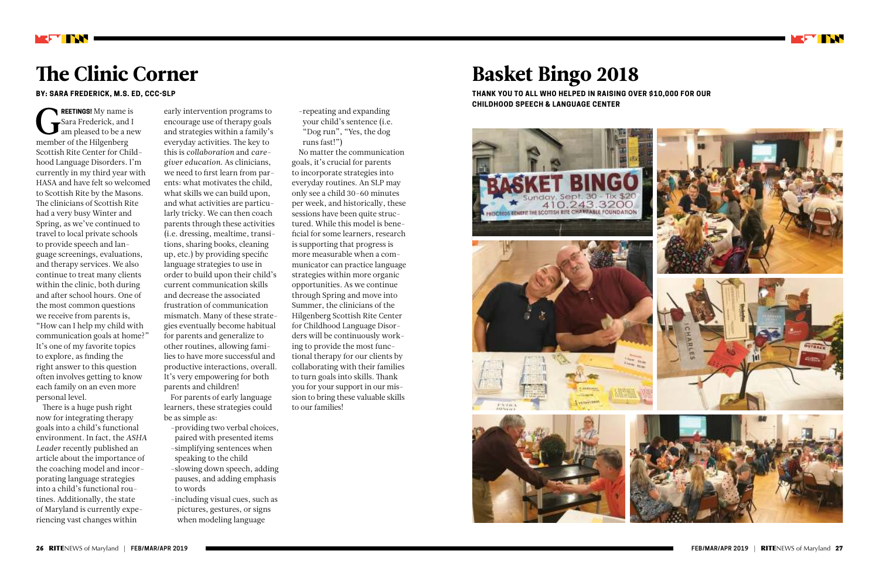# The Clinic Corner

**BY: SARA FREDERICK, M.S. ED, CCC-SLP**

**GREETINGS!** My name is Sara Frederick, and I am pleased to be a new member of the Hilgenberg Scottish Rite Center for Childhood Language Disorders. I'm currently in my third year with HASA and have felt so welcomed to Scottish Rite by the Masons. The clinicians of Scottish Rite had a very busy Winter and Spring, as we've continued to travel to local private schools to provide speech and language screenings, evaluations, and therapy services. We also continue to treat many clients within the clinic, both during and after school hours. One of the most common questions we receive from parents is, "How can I help my child with communication goals at home?" It's one of my favorite topics to explore, as finding the right answer to this question often involves getting to know each family on an even more personal level.

There is a huge push right now for integrating therapy goals into a child's functional environment. In fact, the *ASHA Leader* recently published an article about the importance of the coaching model and incorporating language strategies into a child's functional routines. Additionally, the state of Maryland is currently experiencing vast changes within early intervention programs to encourage use of therapy goals and strategies within a family's everyday activities. The key to this is *collaboration* and *caregiver education*. As clinicians, we need to first learn from parents: what motivates the child, what skills we can build upon, and what activities are particularly tricky. We can then coach parents through these activities (i.e. dressing, mealtime, transitions, sharing books, cleaning up, etc.) by providing specific language strategies to use in order to build upon their child's current communication skills and decrease the associated frustration of communication mismatch. Many of these strategies eventually become habitual for parents and generalize to other routines, allowing families to have more successful and productive interactions, overall. It's very empowering for both parents and children!

For parents of early language learners, these strategies could be as simple as:

- providing two verbal choices, paired with presented items
- simplifying sentences when speaking to the child
- slowing down speech, adding pauses, and adding emphasis to words
- including visual cues, such as pictures, gestures, or signs when modeling language
- repeating and expanding your child's sentence (i.e. "Dog run", "Yes, the dog runs fast!")

No matter the communication goals, it's crucial for parents to incorporate strategies into everyday routines. An SLP may only see a child 30-60 minutes per week, and historically, these sessions have been quite structured. While this model is beneficial for some learners, research is supporting that progress is more measurable when a communicator can practice language strategies within more organic opportunities. As we continue through Spring and move into Summer, the clinicians of the Hilgenberg Scottish Rite Center for Childhood Language Disorders will be continuously working to provide the most functional therapy for our clients by collaborating with their families to turn goals into skills. Thank you for your support in our mission to bring these valuable skills to our families!

# Basket Bingo 2018

**THANK YOU TO ALL WHO HELPED IN RAISING OVER $10,000 FOR OUR CHILDHOOD SPEECH & LANGUAGE CENTER**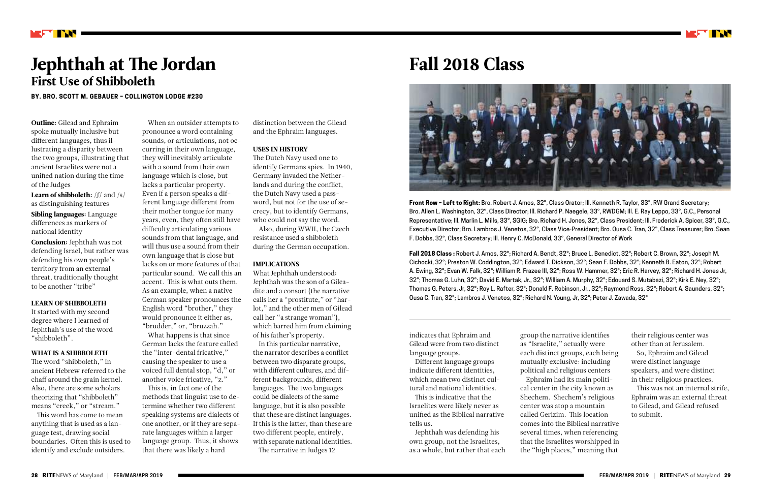# Jephthah at The Jordan

## First Use of Shibboleth

**BY. BRO. SCOTT M. GEBAUER – COLLINGTON LODGE #230**

**Outline:** Gilead and Ephraim spoke mutually inclusive but different languages, thus illustrating a disparity between the two groups, illustrating that ancient Israelites were not a unified nation during the time of the Judges

**Learn of shibboleth:** /ʃ/ and /s/ as distinguishing features

**Sibling languages:** Language differences as markers of national identity

**Conclusion:** Jephthah was not defending Israel, but rather was defending his own people's territory from an external threat, traditionally thought to be another "tribe"

### LEARN OF SHIBBOLETH

It started with my second degree where I learned of Jephthah's use of the word "shibboleth".

### WHAT IS A SHIBBOLETH

The word "shibboleth," in ancient Hebrew referred to the chaff around the grain kernel. Also, there are some scholars theorizing that "shibboleth" means "creek," or "stream."

This word has come to mean anything that is used as a language test, drawing social boundaries. Often this is used to identify and exclude outsiders.

When an outsider attempts to pronounce a word containing sounds, or articulations, not occurring in their own language, they will inevitably articulate with a sound from their own language which is close, but lacks a particular property. Even if a person speaks a different language different from their mother tongue for many years, even, they often still have difficulty articulating various sounds from that language, and will thus use a sound from their own language that is close but lacks on or more features of that particular sound. We call this an accent. This is what outs them. As an example, when a native German speaker pronounces the English word "brother," they would pronounce it either as, "brudder," or, "bruzzah."

What happens is that since German lacks the feature called the "inter-dental fricative," causing the speaker to use a voiced full dental stop, "d," or another voice fricative, "z."

This is, in fact one of the methods that linguist use to determine whether two different speaking systems are dialects of one another, or if they are separate languages within a larger language group. Thus, it shows that there was likely a hard distinction between the Gilead and the Ephraim languages.

### USES IN HISTORY

The Dutch Navy used one to identify Germans spies. In 1940, Germany invaded the Netherlands and during the conflict, the Dutch Navy used a password, but not for the use of secrecy, but to identify Germans, who could not say the word.

Also, during WWII, the Czech resistance used a shibboleth during the German occupation.

### IMPLICATIONS

What Jephthah understood: Jephthah was the son of a Gileadite and a consort (the narrative calls her a "prostitute," or "harlot," and the other men of Gilead call her "a strange woman"), which barred him from claiming of his father's property.

In this particular narrative, the narrator describes a conflict between two disparate groups, with different cultures, and different backgrounds, different languages. The two languages could be dialects of the same language, but it is also possible that these are distinct languages. If this is the latter, than these are two different people, entirely, with separate national identities.

The narrative in Judges 12 indicates that Ephraim and Gilead were from two distinct language groups.

Different language groups indicate different identities, which mean two distinct cultural and national identities.

This is indicative that the Israelites were likely never as unified as the Biblical narrative tells us.

Jephthah was defending his own group, not the Israelites, as a whole, but rather that each group the narrative identifies as "Israelite," actually were each distinct groups, each being mutually exclusive: including political and religious centers

Ephraim had its main political center in the city known as Shechem. Shechem's religious center was atop a mountain called Gerizim. This location comes into the Biblical narrative several times, when referencing that the Israelites worshipped in the "high places," meaning that their religious center was other than at Jerusalem.

So, Ephraim and Gilead were distinct language speakers, and were distinct in their religious practices.

This was not an internal strife, Ephraim was an external threat to Gilead, and Gilead refused to submit.

# Fall 2018 Class

**Front Row – Left to Right:** Bro. Robert J. Amos, 32°, Class Orator; Ill. Kenneth R. Taylor, 33°, RW Grand Secretary; Bro. Allen L. Washington, 32°, Class Director; Ill. Richard P. Naegele, 33°, RWDGM; Ill. E. Ray Leppo, 33°, G.C., Personal Representative; Ill. Marlin L. Mills, 33°, SGIG; Bro. Richard H. Jones, 32°, Class President; Ill. Frederick A. Spicer, 33°, G.C., Executive Director; Bro. Lambros J. Venetos, 32°, Class Vice-President; Bro. Ousa C. Tran, 32°, Class Treasurer; Bro. Sean F. Dobbs, 32°, Class Secretary; Ill. Henry C. McDonald, 33°, General Director of Work

**Fall 2018 Class :** Robert J. Amos, 32°; Richard A. Bendt, 32°; Bruce L. Benedict, 32°; Robert C. Brown, 32°; Joseph M. Cichocki, 32°; Preston W. Coddington, 32°; Edward T. Dickson, 32°; Sean F. Dobbs, 32°; Kenneth B. Eaton, 32°; Robert A. Ewing, 32°; Evan W. Falk, 32°; William R. Frazee III, 32°; Ross W. Hammer, 32°; Eric R. Harvey, 32°; Richard H. Jones Jr, 32°; Thomas G. Luhn, 32°; David E. Martak, Jr., 32°; William A. Murphy, 32°; Edouard S. Mutabazi, 32°; Kirk E. Ney, 32°; Thomas G. Peters, Jr, 32°; Roy L. Rafter, 32°; Donald F. Robinson, Jr., 32°; Raymond Ross, 32°; Robert A. Saunders, 32°; Ousa C. Tran, 32°; Lambros J. Venetos, 32°; Richard N. Young, Jr, 32°; Peter J. Zawada, 32°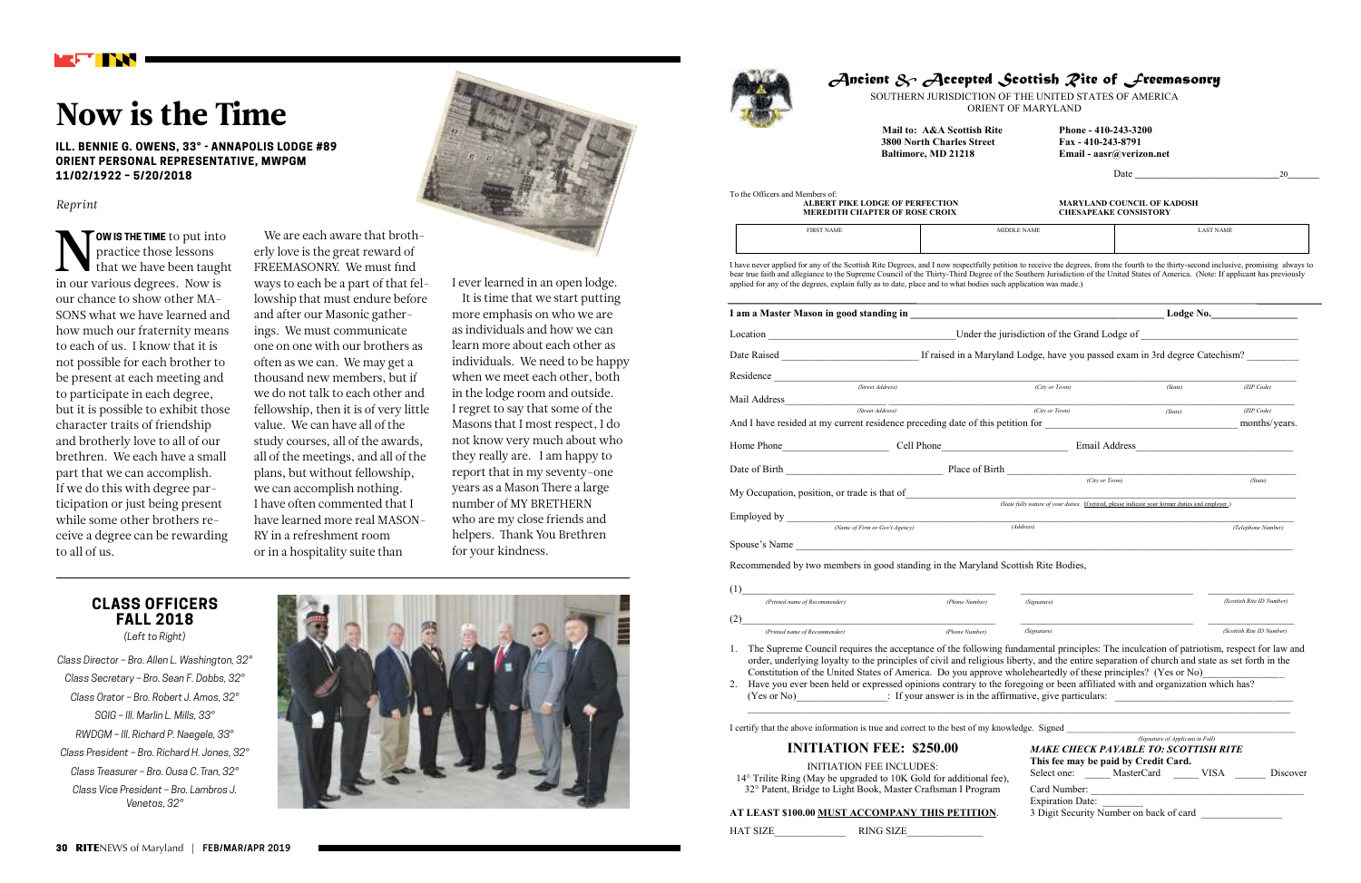# Now is the Time

**ILL. BENNIE G. OWENS, 33° - ANNAPOLIS LODGE #89**
**ORIENT PERSONAL REPRESENTATIVE, MWPGM**
**11/02/1922 – 5/20/2018**

*Reprint*

**NOW IS THE TIME** to put into practice those lessons that we have been taught in our various degrees. Now is our chance to show other MASONS what we have learned and how much our fraternity means to each of us. I know that it is not possible for each brother to be present at each meeting and to participate in each degree, but it is possible to exhibit those character traits of friendship and brotherly love to all of our brethren. We each have a small part that we can accomplish. If we do this with degree participation or just being present while some other brothers receive a degree can be rewarding to all of us.

We are each aware that brotherly love is the great reward of FREEMASONRY. We must find ways to each be a part of that fellowship that must endure before and after our Masonic gatherings. We must communicate one on one with our brothers as often as we can. We may get a thousand new members, but if we do not talk to each other and fellowship, then it is of very little value. We can have all of the study courses, all of the awards, all of the meetings, and all of the plans, but without fellowship, we can accomplish nothing. I have often commented that I have learned more real MASONRY in a refreshment room or in a hospitality suite than I ever learned in an open lodge.

It is time that we start putting more emphasis on who we are as individuals and how we can learn more about each other as individuals. We need to be happy when we meet each other, both in the lodge room and outside. I regret to say that some of the Masons that I most respect, I do not know very much about who they really are. I am happy to report that in my seventy-one years as a Mason There a large number of MY BRETHERN who are my close friends and helpers. Thank You Brethren for your kindness.

## CLASS OFFICERS FALL 2018

*(Left to Right)*

*Class Director – Bro. Allen L. Washington, 32°*
*Class Secretary – Bro. Sean F. Dobbs, 32°*
*Class Orator – Bro. Robert J. Amos, 32°*
*SGIG – Ill. Marlin L. Mills, 33°*
*RWDGM – Ill. Richard P. Naegele, 33°*
*Class President – Bro. Richard H. Jones, 32°*
*Class Treasurer – Bro. Ousa C. Tran, 32°*
*Class Vice President – Bro. Lambros J. Venetos, 32°*

# Ancient & Accepted Scottish Rite of Freemasonry

SOUTHERN JURISDICTION OF THE UNITED STATES OF AMERICA
ORIENT OF MARYLAND

**Mail to: A&A Scottish Rite**
**3800 North Charles Street**
**Baltimore, MD 21218**

**Phone - 410-243-3200**
**Fax - 410-243-8791**
**Email - aasr@verizon.net**

Date ____________________ 20______

To the Officers and Members of:

**ALBERT PIKE LODGE OF PERFECTION** | **MARYLAND COUNCIL OF KADOSH**
**MEREDITH CHAPTER OF ROSE CROIX** | **CHESAPEAKE CONSISTORY**

| FIRST NAME | MIDDLE NAME | LAST NAME |
|---|---|---|
| | | |

I have never applied for any of the Scottish Rite Degrees, and I now respectfully petition to receive the degrees, from the fourth to the thirty-second inclusive, promising always to bear true faith and allegiance to the Supreme Council of the Thirty-Third Degree of the Southern Jurisdiction of the United States of America. (Note: If applicant has previously applied for any of the degrees, explain fully as to date, place and to what bodies such application was made.)

**I am a Master Mason in good standing in** ______________________ **Lodge No.**__________

Location ______________________ Under the jurisdiction of the Grand Lodge of ______________________

Date Raised ______________ If raised in a Maryland Lodge, have you passed exam in 3rd degree Catechism? ________

Residence ______________________________________________
(Street Address) (City or Town) (State) (ZIP Code)

Mail Address ______________________________________________
(Street Address) (City or Town) (State) (ZIP Code)

And I have resided at my current residence preceding date of this petition for ______________ months/years.

Home Phone______________ Cell Phone______________ Email Address______________

Date of Birth ______________ Place of Birth ______________
(City or Town) (State)

My Occupation, position, or trade is that of ______________________
(State fully nature of your duties. If retired, please indicate your former duties and employer.)

Employed by ______________________________________________
(Name of Firm or Gov't Agency) (Address) (Telephone Number)

Spouse's Name ______________________________________________

Recommended by two members in good standing in the Maryland Scottish Rite Bodies,

(1)______________________________________________
(Printed name of Recommender) (Phone Number) (Signature) (Scottish Rite ID Number)

(2)______________________________________________
(Printed name of Recommender) (Phone Number) (Signature) (Scottish Rite ID Number)

1. The Supreme Council requires the acceptance of the following fundamental principles: The inculcation of patriotism, respect for law and order, underlying loyalty to the principles of civil and religious liberty, and the entire separation of church and state as set forth in the Constitution of the United States of America. Do you approve wholeheartedly of these principles? (Yes or No)______________
2. Have you ever been held or expressed opinions contrary to the foregoing or been affiliated with and organization which has? (Yes or No)______________: If your answer is in the affirmative, give particulars: ______________________

I certify that the above information is true and correct to the best of my knowledge. Signed ______________________
(Signature of Applicant in Full)

## INITIATION FEE: $250.00

INITIATION FEE INCLUDES:
14° Trilite Ring (May be upgraded to 10K Gold for additional fee), 32° Patent, Bridge to Light Book, Master Craftsman I Program

**AT LEAST $100.00 MUST ACCOMPANY THIS PETITION.**

HAT SIZE____________ RING SIZE____________

***MAKE CHECK PAYABLE TO: SCOTTISH RITE***
**This fee may be paid by Credit Card.**
Select one: _____ MasterCard _____ VISA _____ Discover
Card Number: ______________________
Expiration Date: ________
3 Digit Security Number on back of card ____________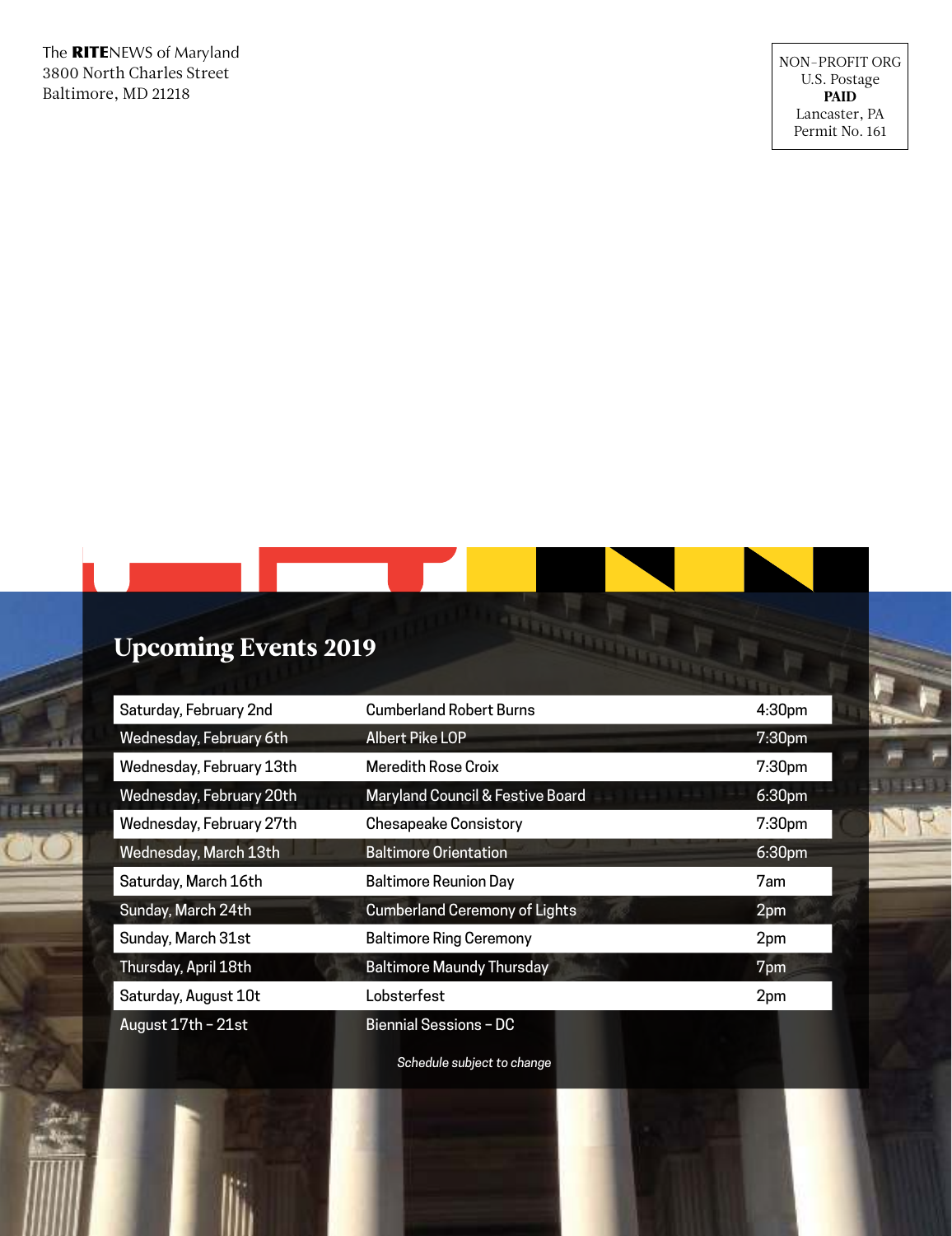The **RITE**NEWS of Maryland
3800 North Charles Street
Baltimore, MD 21218

NON-PROFIT ORG
U.S. Postage
**PAID**
Lancaster, PA
Permit No. 161

## Upcoming Events 2019

| | | |
|---|---|---|
| Saturday, February 2nd | Cumberland Robert Burns | 4:30pm |
| Wednesday, February 6th | Albert Pike LOP | 7:30pm |
| Wednesday, February 13th | Meredith Rose Croix | 7:30pm |
| Wednesday, February 20th | Maryland Council & Festive Board | 6:30pm |
| Wednesday, February 27th | Chesapeake Consistory | 7:30pm |
| Wednesday, March 13th | Baltimore Orientation | 6:30pm |
| Saturday, March 16th | Baltimore Reunion Day | 7am |
| Sunday, March 24th | Cumberland Ceremony of Lights | 2pm |
| Sunday, March 31st | Baltimore Ring Ceremony | 2pm |
| Thursday, April 18th | Baltimore Maundy Thursday | 7pm |
| Saturday, August 10t | Lobsterfest | 2pm |
| August 17th – 21st | Biennial Sessions – DC | |

*Schedule subject to change*